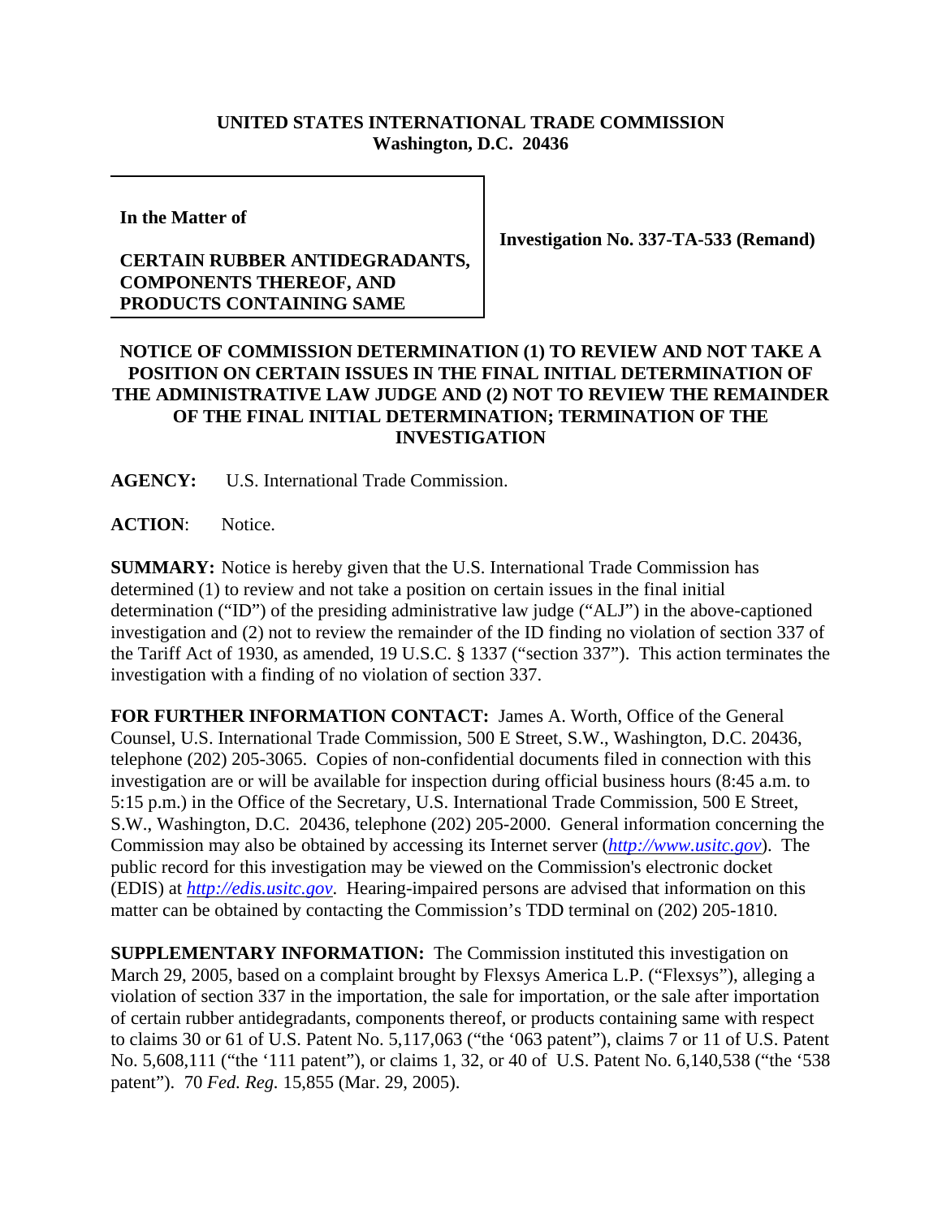**UNITED STATES INTERNATIONAL TRADE COMMISSION**
**Washington, D.C. 20436**

| | |
|---|---|
| **In the Matter of**<br><br>**CERTAIN RUBBER ANTIDEGRADANTS, COMPONENTS THEREOF, AND PRODUCTS CONTAINING SAME** | **Investigation No. 337-TA-533 (Remand)** |

**NOTICE OF COMMISSION DETERMINATION (1) TO REVIEW AND NOT TAKE A POSITION ON CERTAIN ISSUES IN THE FINAL INITIAL DETERMINATION OF THE ADMINISTRATIVE LAW JUDGE AND (2) NOT TO REVIEW THE REMAINDER OF THE FINAL INITIAL DETERMINATION; TERMINATION OF THE INVESTIGATION**

**AGENCY:** U.S. International Trade Commission.

**ACTION**: Notice.

**SUMMARY:** Notice is hereby given that the U.S. International Trade Commission has determined (1) to review and not take a position on certain issues in the final initial determination ("ID") of the presiding administrative law judge ("ALJ") in the above-captioned investigation and (2) not to review the remainder of the ID finding no violation of section 337 of the Tariff Act of 1930, as amended, 19 U.S.C. § 1337 ("section 337"). This action terminates the investigation with a finding of no violation of section 337.

**FOR FURTHER INFORMATION CONTACT:** James A. Worth, Office of the General Counsel, U.S. International Trade Commission, 500 E Street, S.W., Washington, D.C. 20436, telephone (202) 205-3065. Copies of non-confidential documents filed in connection with this investigation are or will be available for inspection during official business hours (8:45 a.m. to 5:15 p.m.) in the Office of the Secretary, U.S. International Trade Commission, 500 E Street, S.W., Washington, D.C. 20436, telephone (202) 205-2000. General information concerning the Commission may also be obtained by accessing its Internet server (*http://www.usitc.gov*). The public record for this investigation may be viewed on the Commission's electronic docket (EDIS) at *http://edis.usitc.gov*. Hearing-impaired persons are advised that information on this matter can be obtained by contacting the Commission's TDD terminal on (202) 205-1810.

**SUPPLEMENTARY INFORMATION:** The Commission instituted this investigation on March 29, 2005, based on a complaint brought by Flexsys America L.P. ("Flexsys"), alleging a violation of section 337 in the importation, the sale for importation, or the sale after importation of certain rubber antidegradants, components thereof, or products containing same with respect to claims 30 or 61 of U.S. Patent No. 5,117,063 ("the '063 patent"), claims 7 or 11 of U.S. Patent No. 5,608,111 ("the '111 patent"), or claims 1, 32, or 40 of U.S. Patent No. 6,140,538 ("the '538 patent"). 70 *Fed. Reg.* 15,855 (Mar. 29, 2005).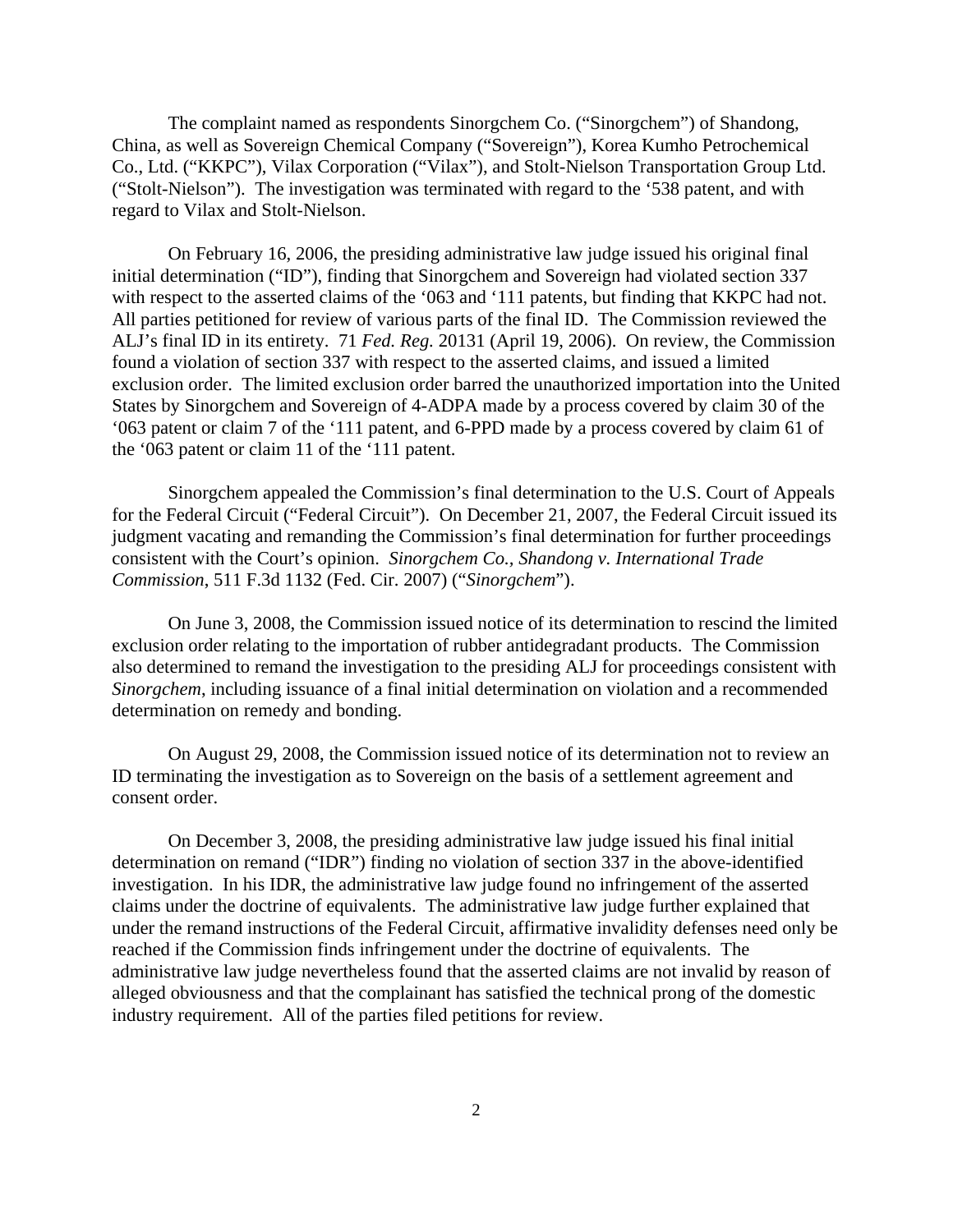The complaint named as respondents Sinorgchem Co. ("Sinorgchem") of Shandong, China, as well as Sovereign Chemical Company ("Sovereign"), Korea Kumho Petrochemical Co., Ltd. ("KKPC"), Vilax Corporation ("Vilax"), and Stolt-Nielson Transportation Group Ltd. ("Stolt-Nielson"). The investigation was terminated with regard to the '538 patent, and with regard to Vilax and Stolt-Nielson.

On February 16, 2006, the presiding administrative law judge issued his original final initial determination ("ID"), finding that Sinorgchem and Sovereign had violated section 337 with respect to the asserted claims of the '063 and '111 patents, but finding that KKPC had not. All parties petitioned for review of various parts of the final ID. The Commission reviewed the ALJ's final ID in its entirety. 71 *Fed. Reg.* 20131 (April 19, 2006). On review, the Commission found a violation of section 337 with respect to the asserted claims, and issued a limited exclusion order. The limited exclusion order barred the unauthorized importation into the United States by Sinorgchem and Sovereign of 4-ADPA made by a process covered by claim 30 of the '063 patent or claim 7 of the '111 patent, and 6-PPD made by a process covered by claim 61 of the '063 patent or claim 11 of the '111 patent.

Sinorgchem appealed the Commission's final determination to the U.S. Court of Appeals for the Federal Circuit ("Federal Circuit"). On December 21, 2007, the Federal Circuit issued its judgment vacating and remanding the Commission's final determination for further proceedings consistent with the Court's opinion. *Sinorgchem Co., Shandong v. International Trade Commission*, 511 F.3d 1132 (Fed. Cir. 2007) ("*Sinorgchem*").

On June 3, 2008, the Commission issued notice of its determination to rescind the limited exclusion order relating to the importation of rubber antidegradant products. The Commission also determined to remand the investigation to the presiding ALJ for proceedings consistent with *Sinorgchem*, including issuance of a final initial determination on violation and a recommended determination on remedy and bonding.

On August 29, 2008, the Commission issued notice of its determination not to review an ID terminating the investigation as to Sovereign on the basis of a settlement agreement and consent order.

On December 3, 2008, the presiding administrative law judge issued his final initial determination on remand ("IDR") finding no violation of section 337 in the above-identified investigation. In his IDR, the administrative law judge found no infringement of the asserted claims under the doctrine of equivalents. The administrative law judge further explained that under the remand instructions of the Federal Circuit, affirmative invalidity defenses need only be reached if the Commission finds infringement under the doctrine of equivalents. The administrative law judge nevertheless found that the asserted claims are not invalid by reason of alleged obviousness and that the complainant has satisfied the technical prong of the domestic industry requirement. All of the parties filed petitions for review.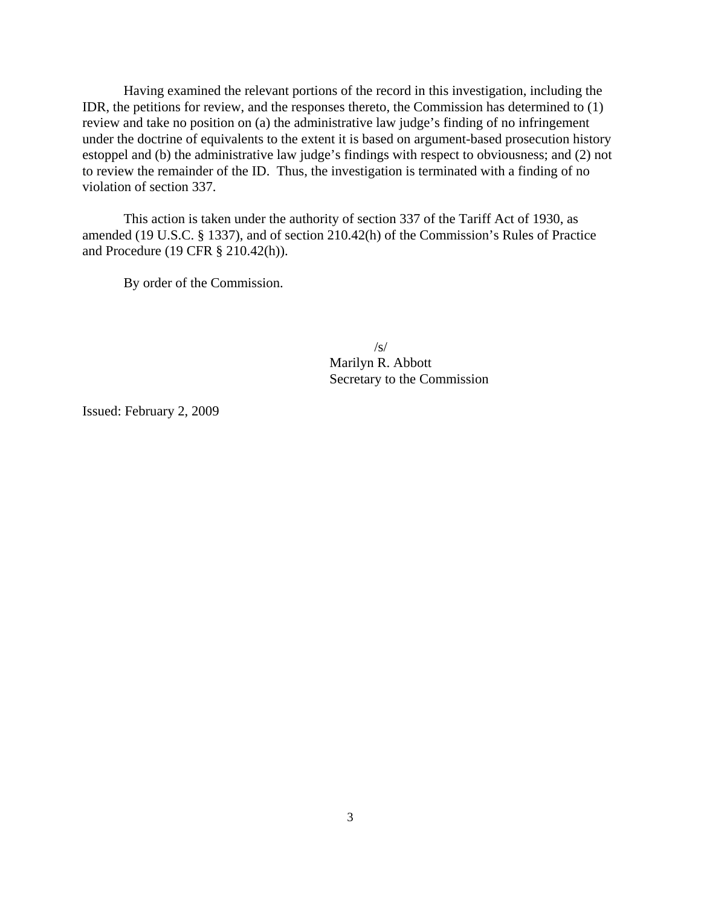Having examined the relevant portions of the record in this investigation, including the IDR, the petitions for review, and the responses thereto, the Commission has determined to (1) review and take no position on (a) the administrative law judge's finding of no infringement under the doctrine of equivalents to the extent it is based on argument-based prosecution history estoppel and (b) the administrative law judge's findings with respect to obviousness; and (2) not to review the remainder of the ID. Thus, the investigation is terminated with a finding of no violation of section 337.

This action is taken under the authority of section 337 of the Tariff Act of 1930, as amended (19 U.S.C. § 1337), and of section 210.42(h) of the Commission's Rules of Practice and Procedure (19 CFR § 210.42(h)).

By order of the Commission.

/s/
Marilyn R. Abbott
Secretary to the Commission

Issued: February 2, 2009